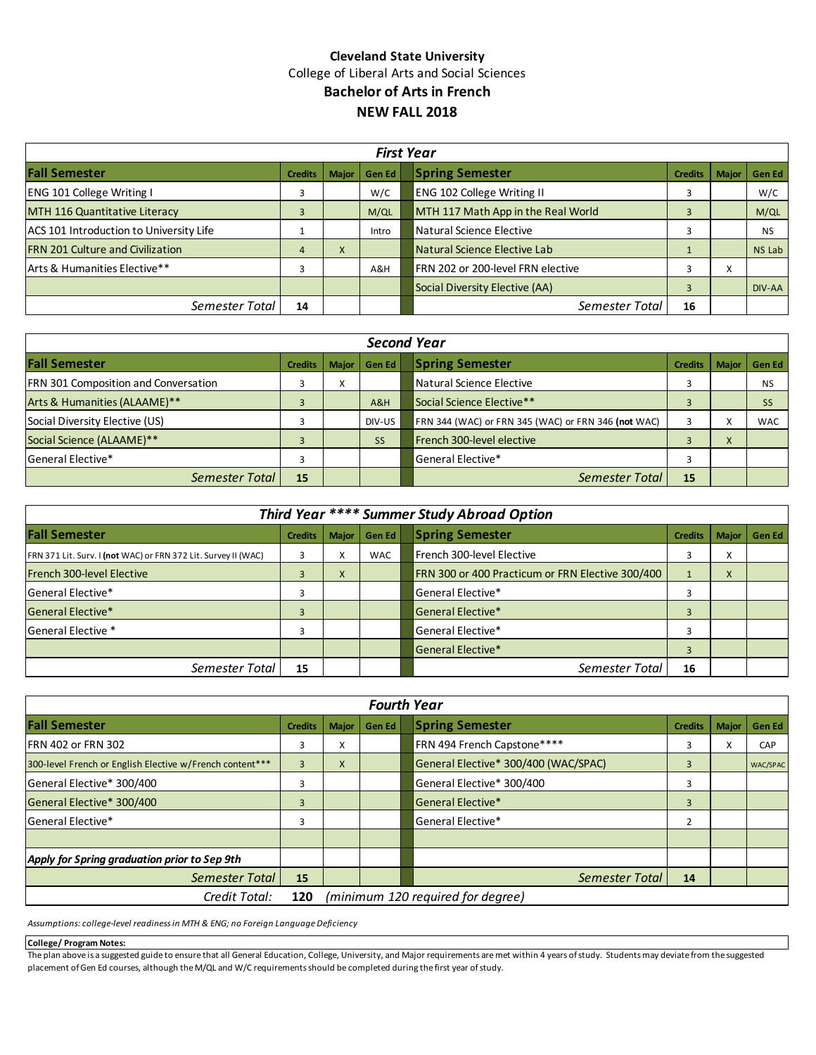# Cleveland State University

College of Liberal Arts and Social Sciences

## Bachelor of Arts in French

## NEW FALL 2018

| *First Year* | | | | | | | |
|---|---|---|---|---|---|---|---|
| **Fall Semester** | **Credits** | **Major** | **Gen Ed** | **Spring Semester** | **Credits** | **Major** | **Gen Ed** |
| ENG 101 College Writing I | 3 | | W/C | ENG 102 College Writing II | 3 | | W/C |
| MTH 116 Quantitative Literacy | 3 | | M/QL | MTH 117 Math App in the Real World | 3 | | M/QL |
| ACS 101 Introduction to University Life | 1 | | Intro | Natural Science Elective | 3 | | NS |
| FRN 201 Culture and Civilization | 4 | X | | Natural Science Elective Lab | 1 | | NS Lab |
| Arts & Humanities Elective** | 3 | | A&H | FRN 202 or 200-level FRN elective | 3 | X | |
| | | | | Social Diversity Elective (AA) | 3 | | DIV-AA |
| *Semester Total* | **14** | | | *Semester Total* | **16** | | |

| *Second Year* | | | | | | | |
|---|---|---|---|---|---|---|---|
| **Fall Semester** | **Credits** | **Major** | **Gen Ed** | **Spring Semester** | **Credits** | **Major** | **Gen Ed** |
| FRN 301 Composition and Conversation | 3 | X | | Natural Science Elective | 3 | | NS |
| Arts & Humanities (ALAAME)** | 3 | | A&H | Social Science Elective** | 3 | | SS |
| Social Diversity Elective (US) | 3 | | DIV-US | FRN 344 (WAC) or FRN 345 (WAC) or FRN 346 (**not** WAC) | 3 | X | WAC |
| Social Science (ALAAME)** | 3 | | SS | French 300-level elective | 3 | X | |
| General Elective* | 3 | | | General Elective* | 3 | | |
| *Semester Total* | **15** | | | *Semester Total* | **15** | | |

| *Third Year **** Summer Study Abroad Option* | | | | | | | |
|---|---|---|---|---|---|---|---|
| **Fall Semester** | **Credits** | **Major** | **Gen Ed** | **Spring Semester** | **Credits** | **Major** | **Gen Ed** |
| FRN 371 Lit. Surv. I (**not** WAC) or FRN 372 Lit. Survey II (WAC) | 3 | X | WAC | French 300-level Elective | 3 | X | |
| French 300-level Elective | 3 | X | | FRN 300 or 400 Practicum or FRN Elective 300/400 | 1 | X | |
| General Elective* | 3 | | | General Elective* | 3 | | |
| General Elective* | 3 | | | General Elective* | 3 | | |
| General Elective * | 3 | | | General Elective* | 3 | | |
| | | | | General Elective* | 3 | | |
| *Semester Total* | **15** | | | *Semester Total* | **16** | | |

| *Fourth Year* | | | | | | | |
|---|---|---|---|---|---|---|---|
| **Fall Semester** | **Credits** | **Major** | **Gen Ed** | **Spring Semester** | **Credits** | **Major** | **Gen Ed** |
| FRN 402 or FRN 302 | 3 | X | | FRN 494 French Capstone**** | 3 | X | CAP |
| 300-level French or English Elective w/French content*** | 3 | X | | General Elective* 300/400 (WAC/SPAC) | 3 | | WAC/SPAC |
| General Elective* 300/400 | 3 | | | General Elective* 300/400 | 3 | | |
| General Elective* 300/400 | 3 | | | General Elective* | 3 | | |
| General Elective* | 3 | | | General Elective* | 2 | | |
| | | | | | | | |
| ***Apply for Spring graduation prior to Sep 9th*** | | | | | | | |
| *Semester Total* | **15** | | | *Semester Total* | **14** | | |
| *Credit Total:* | **120** | *(minimum 120 required for degree)* | | | | | |

*Assumptions: college-level readiness in MTH & ENG; no Foreign Language Deficiency*

**College/ Program Notes:**

The plan above is a suggested guide to ensure that all General Education, College, University, and Major requirements are met within 4 years of study. Students may deviate from the suggested placement of Gen Ed courses, although the M/QL and W/C requirements should be completed during the first year of study.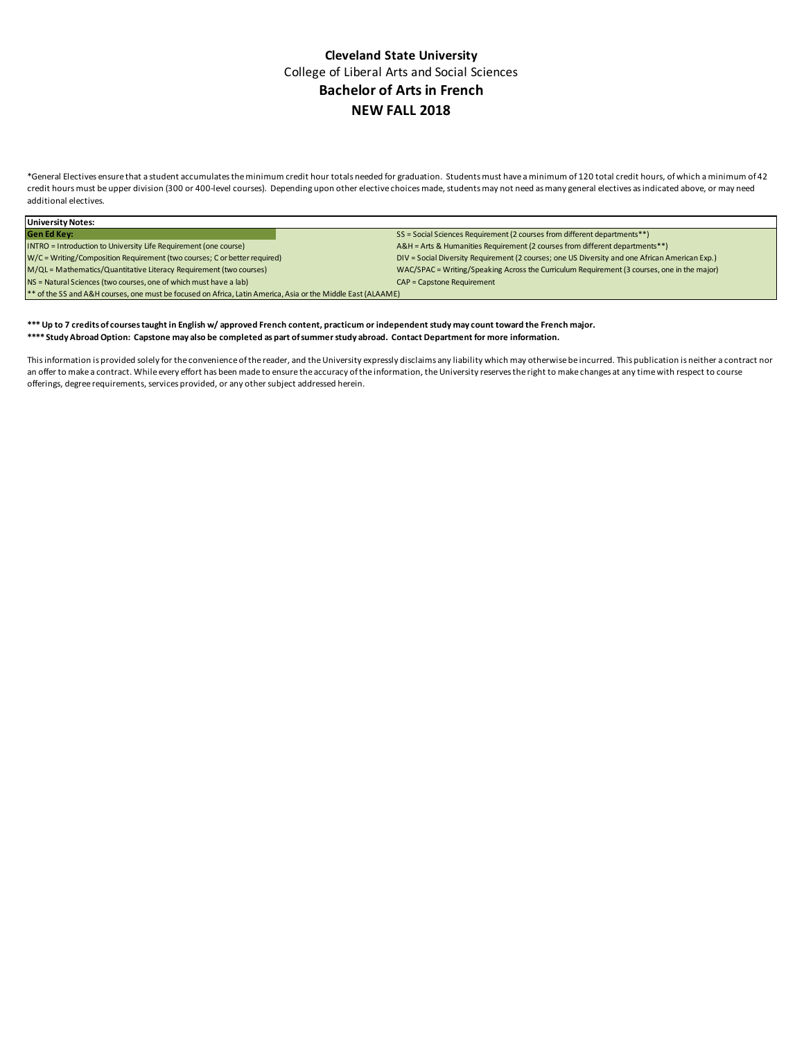**Cleveland State University**

College of Liberal Arts and Social Sciences

**Bachelor of Arts in French**

**NEW FALL 2018**

*General Electives ensure that a student accumulates the minimum credit hour totals needed for graduation. Students must have a minimum of 120 total credit hours, of which a minimum of 42 credit hours must be upper division (300 or 400-level courses). Depending upon other elective choices made, students may not need as many general electives as indicated above, or may need additional electives.

| University Notes: | |
|---|---|
| **Gen Ed Key:** | SS = Social Sciences Requirement (2 courses from different departments**) |
| INTRO = Introduction to University Life Requirement (one course) | A&H = Arts & Humanities Requirement (2 courses from different departments**) |
| W/C = Writing/Composition Requirement (two courses; C or better required) | DIV = Social Diversity Requirement (2 courses; one US Diversity and one African American Exp.) |
| M/QL = Mathematics/Quantitative Literacy Requirement (two courses) | WAC/SPAC = Writing/Speaking Across the Curriculum Requirement (3 courses, one in the major) |
| NS = Natural Sciences (two courses, one of which must have a lab) | CAP = Capstone Requirement |
| ** of the SS and A&H courses, one must be focused on Africa, Latin America, Asia or the Middle East (ALAAME) | |

**\*\*\* Up to 7 credits of courses taught in English w/ approved French content, practicum or independent study may count toward the French major.**

**\*\*\*\* Study Abroad Option: Capstone may also be completed as part of summer study abroad. Contact Department for more information.**

This information is provided solely for the convenience of the reader, and the University expressly disclaims any liability which may otherwise be incurred. This publication is neither a contract nor an offer to make a contract. While every effort has been made to ensure the accuracy of the information, the University reserves the right to make changes at any time with respect to course offerings, degree requirements, services provided, or any other subject addressed herein.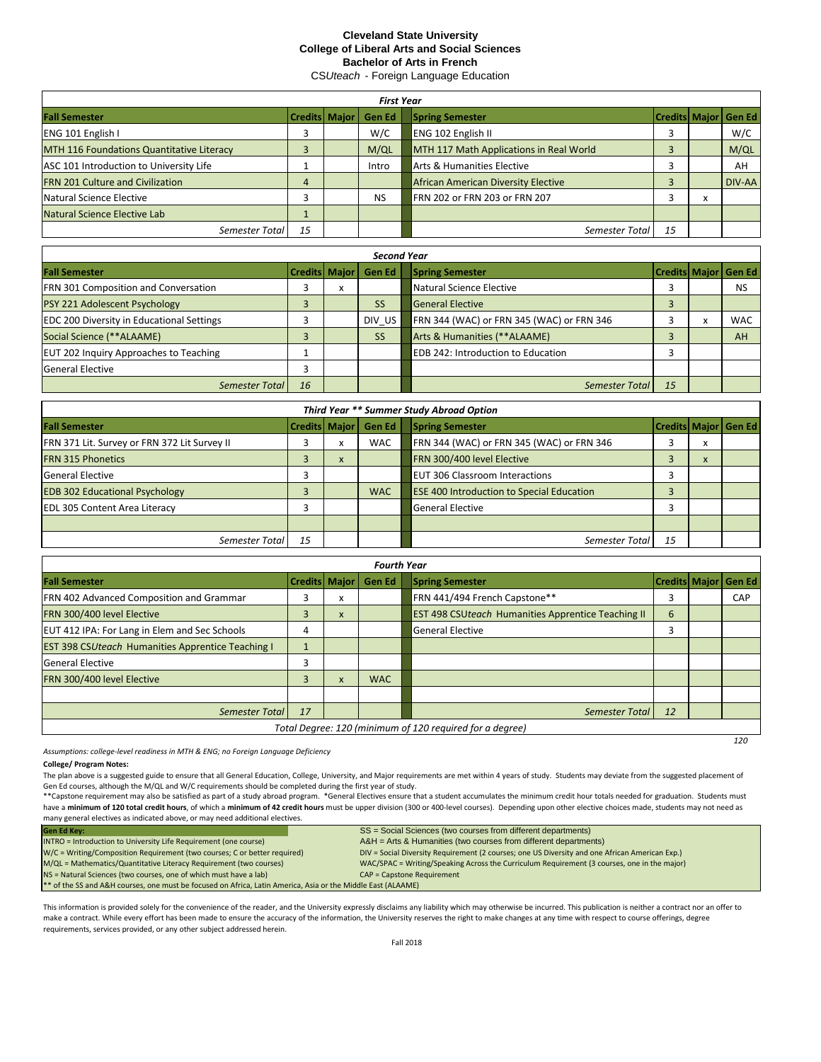**Cleveland State University**
**College of Liberal Arts and Social Sciences**
**Bachelor of Arts in French**
CS*Uteach* - Foreign Language Education

| *First Year* | | | | | | | |
|---|---|---|---|---|---|---|---|
| **Fall Semester** | **Credits** | **Major** | **Gen Ed** | **Spring Semester** | **Credits** | **Major** | **Gen Ed** |
| ENG 101 English I | 3 | | W/C | ENG 102 English II | 3 | | W/C |
| MTH 116 Foundations Quantitative Literacy | 3 | | M/QL | MTH 117 Math Applications in Real World | 3 | | M/QL |
| ASC 101 Introduction to University Life | 1 | | Intro | Arts & Humanities Elective | 3 | | AH |
| FRN 201 Culture and Civilization | 4 | | | African American Diversity Elective | 3 | | DIV-AA |
| Natural Science Elective | 3 | | NS | FRN 202 or FRN 203 or FRN 207 | 3 | x | |
| Natural Science Elective Lab | 1 | | | | | | |
| *Semester Total* | *15* | | | *Semester Total* | *15* | | |

| *Second Year* | | | | | | | |
|---|---|---|---|---|---|---|---|
| **Fall Semester** | **Credits** | **Major** | **Gen Ed** | **Spring Semester** | **Credits** | **Major** | **Gen Ed** |
| FRN 301 Composition and Conversation | 3 | x | | Natural Science Elective | 3 | | NS |
| PSY 221 Adolescent Psychology | 3 | | SS | General Elective | 3 | | |
| EDC 200 Diversity in Educational Settings | 3 | | DIV_US | FRN 344 (WAC) or FRN 345 (WAC) or FRN 346 | 3 | x | WAC |
| Social Science (**ALAAME) | 3 | | SS | Arts & Humanities (**ALAAME) | 3 | | AH |
| EUT 202 Inquiry Approaches to Teaching | 1 | | | EDB 242: Introduction to Education | 3 | | |
| General Elective | 3 | | | | | | |
| *Semester Total* | *16* | | | *Semester Total* | *15* | | |

| *Third Year ** Summer Study Abroad Option* | | | | | | | |
|---|---|---|---|---|---|---|---|
| **Fall Semester** | **Credits** | **Major** | **Gen Ed** | **Spring Semester** | **Credits** | **Major** | **Gen Ed** |
| FRN 371 Lit. Survey or FRN 372 Lit Survey II | 3 | x | WAC | FRN 344 (WAC) or FRN 345 (WAC) or FRN 346 | 3 | x | |
| FRN 315 Phonetics | 3 | x | | FRN 300/400 level Elective | 3 | x | |
| General Elective | 3 | | | EUT 306 Classroom Interactions | 3 | | |
| EDB 302 Educational Psychology | 3 | | WAC | ESE 400 Introduction to Special Education | 3 | | |
| EDL 305 Content Area Literacy | 3 | | | General Elective | 3 | | |
| | | | | | | | |
| *Semester Total* | *15* | | | *Semester Total* | *15* | | |

| *Fourth Year* | | | | | | | |
|---|---|---|---|---|---|---|---|
| **Fall Semester** | **Credits** | **Major** | **Gen Ed** | **Spring Semester** | **Credits** | **Major** | **Gen Ed** |
| FRN 402 Advanced Composition and Grammar | 3 | x | | FRN 441/494 French Capstone** | 3 | | CAP |
| FRN 300/400 level Elective | 3 | x | | EST 498 CS*Uteach* Humanities Apprentice Teaching II | 6 | | |
| EUT 412 IPA: For Lang in Elem and Sec Schools | 4 | | | General Elective | 3 | | |
| EST 398 CS*Uteach* Humanities Apprentice Teaching I | 1 | | | | | | |
| General Elective | 3 | | | | | | |
| FRN 300/400 level Elective | 3 | x | WAC | | | | |
| | | | | | | | |
| *Semester Total* | *17* | | | *Semester Total* | *12* | | |
| *Total Degree: 120 (minimum of 120 required for a degree)* | | | | | | | |

*120*

*Assumptions: college-level readiness in MTH & ENG; no Foreign Language Deficiency*

**College/ Program Notes:**

The plan above is a suggested guide to ensure that all General Education, College, University, and Major requirements are met within 4 years of study. Students may deviate from the suggested placement of Gen Ed courses, although the M/QL and W/C requirements should be completed during the first year of study.

**Capstone requirement may also be satisfied as part of a study abroad program. *General Electives ensure that a student accumulates the minimum credit hour totals needed for graduation. Students must have a **minimum of 120 total credit hours**, of which a **minimum of 42 credit hours** must be upper division (300 or 400-level courses). Depending upon other elective choices made, students may not need as many general electives as indicated above, or may need additional electives.

| **Gen Ed Key:** | |
|---|---|
| INTRO = Introduction to University Life Requirement (one course) | SS = Social Sciences (two courses from different departments) |
| W/C = Writing/Composition Requirement (two courses; C or better required) | A&H = Arts & Humanities (two courses from different departments) |
| M/QL = Mathematics/Quantitative Literacy Requirement (two courses) | DIV = Social Diversity Requirement (2 courses; one US Diversity and one African American Exp.) |
| NS = Natural Sciences (two courses, one of which must have a lab) | WAC/SPAC = Writing/Speaking Across the Curriculum Requirement (3 courses, one in the major) |
| ** of the SS and A&H courses, one must be focused on Africa, Latin America, Asia or the Middle East (ALAAME) | CAP = Capstone Requirement |

This information is provided solely for the convenience of the reader, and the University expressly disclaims any liability which may otherwise be incurred. This publication is neither a contract nor an offer to make a contract. While every effort has been made to ensure the accuracy of the information, the University reserves the right to make changes at any time with respect to course offerings, degree requirements, services provided, or any other subject addressed herein.

Fall 2018